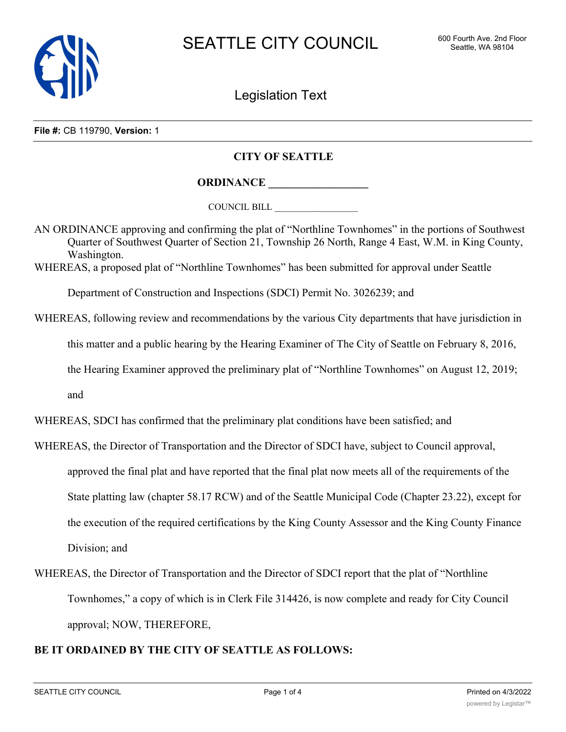# SEATTLE CITY COUNCIL

600 Fourth Ave. 2nd Floor
Seattle, WA 98104

## Legislation Text

**File #:** CB 119790, **Version:** 1

**CITY OF SEATTLE**

**ORDINANCE __________________**

COUNCIL BILL __________________

AN ORDINANCE approving and confirming the plat of "Northline Townhomes" in the portions of Southwest Quarter of Southwest Quarter of Section 21, Township 26 North, Range 4 East, W.M. in King County, Washington.

WHEREAS, a proposed plat of "Northline Townhomes" has been submitted for approval under Seattle Department of Construction and Inspections (SDCI) Permit No. 3026239; and

WHEREAS, following review and recommendations by the various City departments that have jurisdiction in this matter and a public hearing by the Hearing Examiner of The City of Seattle on February 8, 2016, the Hearing Examiner approved the preliminary plat of "Northline Townhomes" on August 12, 2019; and

WHEREAS, SDCI has confirmed that the preliminary plat conditions have been satisfied; and

WHEREAS, the Director of Transportation and the Director of SDCI have, subject to Council approval, approved the final plat and have reported that the final plat now meets all of the requirements of the State platting law (chapter 58.17 RCW) and of the Seattle Municipal Code (Chapter 23.22), except for the execution of the required certifications by the King County Assessor and the King County Finance Division; and

WHEREAS, the Director of Transportation and the Director of SDCI report that the plat of "Northline Townhomes," a copy of which is in Clerk File 314426, is now complete and ready for City Council approval; NOW, THEREFORE,

**BE IT ORDAINED BY THE CITY OF SEATTLE AS FOLLOWS:**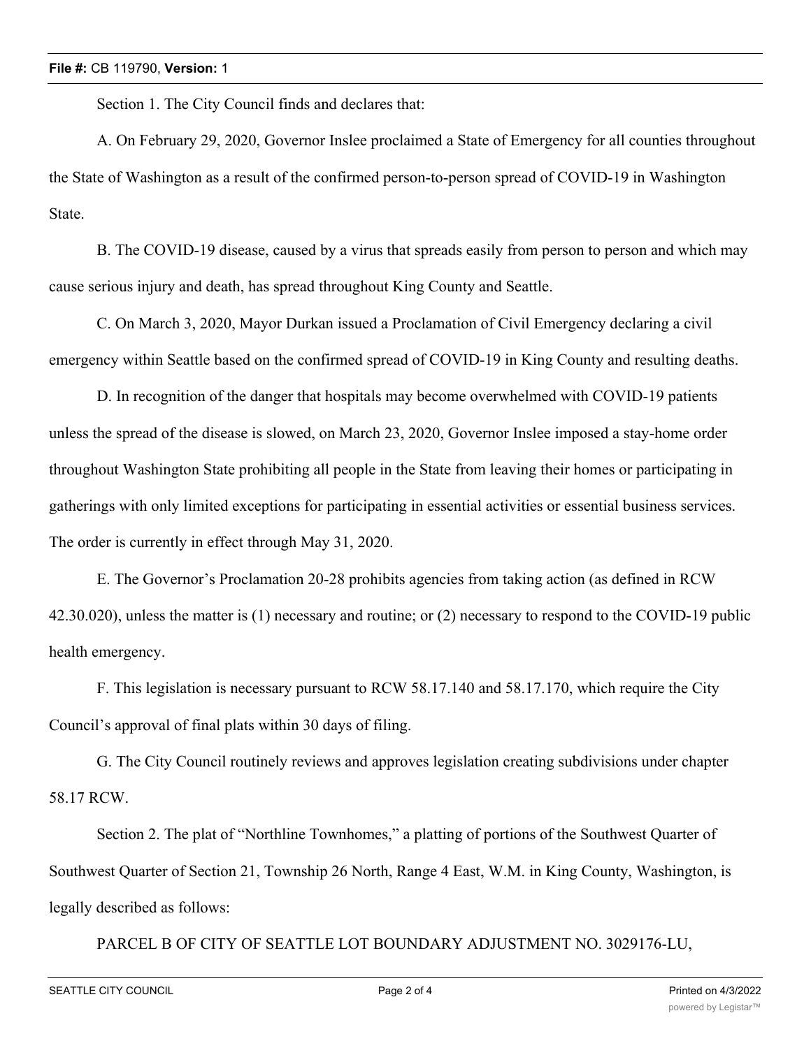Section 1. The City Council finds and declares that:

A. On February 29, 2020, Governor Inslee proclaimed a State of Emergency for all counties throughout the State of Washington as a result of the confirmed person-to-person spread of COVID-19 in Washington State.

B. The COVID-19 disease, caused by a virus that spreads easily from person to person and which may cause serious injury and death, has spread throughout King County and Seattle.

C. On March 3, 2020, Mayor Durkan issued a Proclamation of Civil Emergency declaring a civil emergency within Seattle based on the confirmed spread of COVID-19 in King County and resulting deaths.

D. In recognition of the danger that hospitals may become overwhelmed with COVID-19 patients unless the spread of the disease is slowed, on March 23, 2020, Governor Inslee imposed a stay-home order throughout Washington State prohibiting all people in the State from leaving their homes or participating in gatherings with only limited exceptions for participating in essential activities or essential business services. The order is currently in effect through May 31, 2020.

E. The Governor's Proclamation 20-28 prohibits agencies from taking action (as defined in RCW 42.30.020), unless the matter is (1) necessary and routine; or (2) necessary to respond to the COVID-19 public health emergency.

F. This legislation is necessary pursuant to RCW 58.17.140 and 58.17.170, which require the City Council's approval of final plats within 30 days of filing.

G. The City Council routinely reviews and approves legislation creating subdivisions under chapter 58.17 RCW.

Section 2. The plat of "Northline Townhomes," a platting of portions of the Southwest Quarter of Southwest Quarter of Section 21, Township 26 North, Range 4 East, W.M. in King County, Washington, is legally described as follows:

PARCEL B OF CITY OF SEATTLE LOT BOUNDARY ADJUSTMENT NO. 3029176-LU,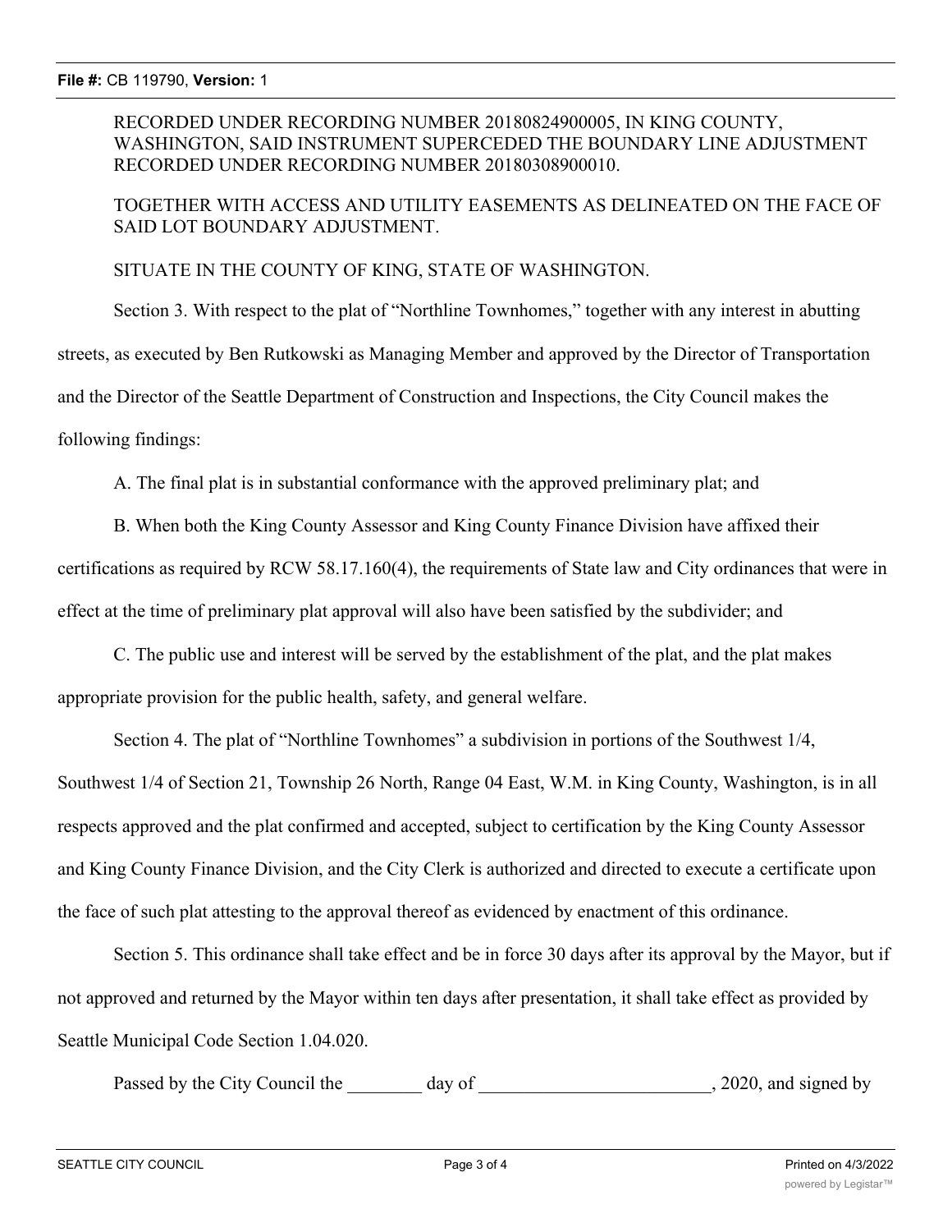RECORDED UNDER RECORDING NUMBER 20180824900005, IN KING COUNTY, WASHINGTON, SAID INSTRUMENT SUPERCEDED THE BOUNDARY LINE ADJUSTMENT RECORDED UNDER RECORDING NUMBER 20180308900010.

TOGETHER WITH ACCESS AND UTILITY EASEMENTS AS DELINEATED ON THE FACE OF SAID LOT BOUNDARY ADJUSTMENT.

SITUATE IN THE COUNTY OF KING, STATE OF WASHINGTON.

Section 3. With respect to the plat of "Northline Townhomes," together with any interest in abutting streets, as executed by Ben Rutkowski as Managing Member and approved by the Director of Transportation and the Director of the Seattle Department of Construction and Inspections, the City Council makes the following findings:

A. The final plat is in substantial conformance with the approved preliminary plat; and

B. When both the King County Assessor and King County Finance Division have affixed their certifications as required by RCW 58.17.160(4), the requirements of State law and City ordinances that were in effect at the time of preliminary plat approval will also have been satisfied by the subdivider; and

C. The public use and interest will be served by the establishment of the plat, and the plat makes appropriate provision for the public health, safety, and general welfare.

Section 4. The plat of "Northline Townhomes" a subdivision in portions of the Southwest 1/4, Southwest 1/4 of Section 21, Township 26 North, Range 04 East, W.M. in King County, Washington, is in all respects approved and the plat confirmed and accepted, subject to certification by the King County Assessor and King County Finance Division, and the City Clerk is authorized and directed to execute a certificate upon the face of such plat attesting to the approval thereof as evidenced by enactment of this ordinance.

Section 5. This ordinance shall take effect and be in force 30 days after its approval by the Mayor, but if not approved and returned by the Mayor within ten days after presentation, it shall take effect as provided by Seattle Municipal Code Section 1.04.020.

Passed by the City Council the ________ day of _________________________, 2020, and signed by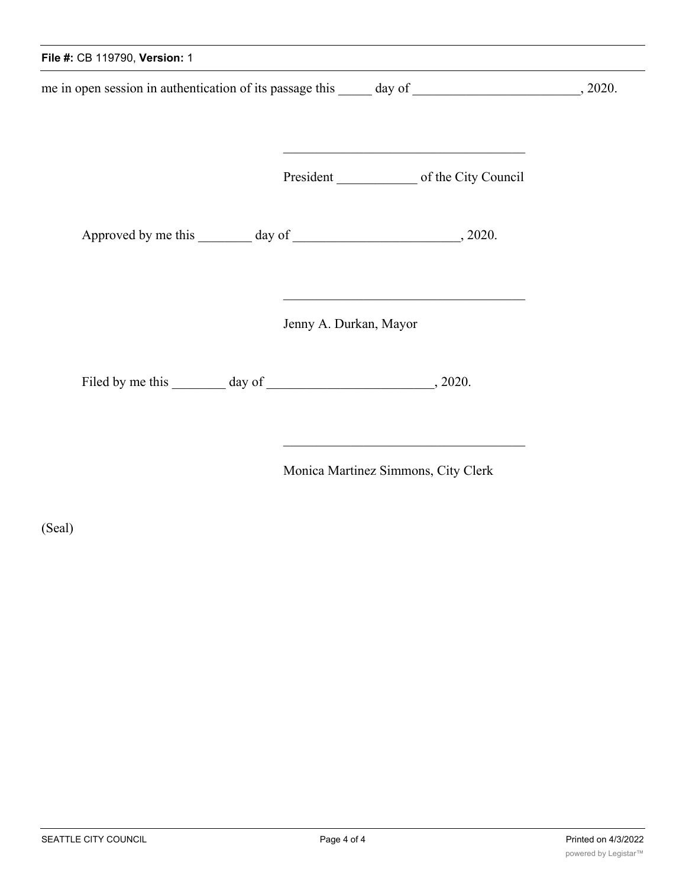me in open session in authentication of its passage this _____ day of _________________________, 2020.

____________________________________

President ____________ of the City Council

Approved by me this ________ day of _________________________, 2020.

____________________________________

Jenny A. Durkan, Mayor

Filed by me this ________ day of _________________________, 2020.

____________________________________

Monica Martinez Simmons, City Clerk

(Seal)